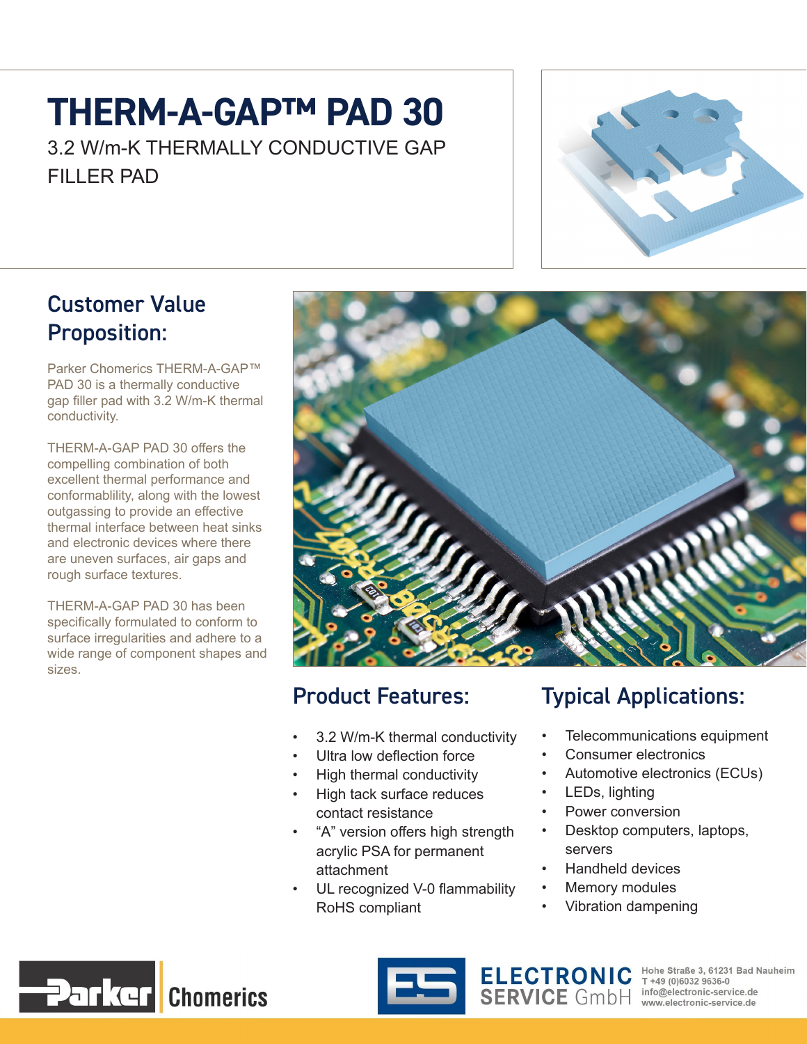# THERM-A-GAP™ PAD 30

3.2 W/m-K THERMALLY CONDUCTIVE GAP FILLER PAD

## Customer Value Proposition:

Parker Chomerics THERM-A-GAP™ PAD 30 is a thermally conductive gap filler pad with 3.2 W/m-K thermal conductivity.

THERM-A-GAP PAD 30 offers the compelling combination of both excellent thermal performance and conformablility, along with the lowest outgassing to provide an effective thermal interface between heat sinks and electronic devices where there are uneven surfaces, air gaps and rough surface textures.

THERM-A-GAP PAD 30 has been specifically formulated to conform to surface irregularities and adhere to a wide range of component shapes and sizes.

## Product Features:

- 3.2 W/m-K thermal conductivity
- Ultra low deflection force
- High thermal conductivity
- High tack surface reduces contact resistance
- "A" version offers high strength acrylic PSA for permanent attachment
- UL recognized V-0 flammability RoHS compliant

## Typical Applications:

- Telecommunications equipment
- Consumer electronics
- Automotive electronics (ECUs)
- LEDs, lighting
- Power conversion
- Desktop computers, laptops, servers
- Handheld devices
- Memory modules
- Vibration dampening

Parker Chomerics

ELECTRONIC SERVICE GmbH
Hohe Straße 3, 61231 Bad Nauheim
T +49 (0)6032 9636-0
info@electronic-service.de
www.electronic-service.de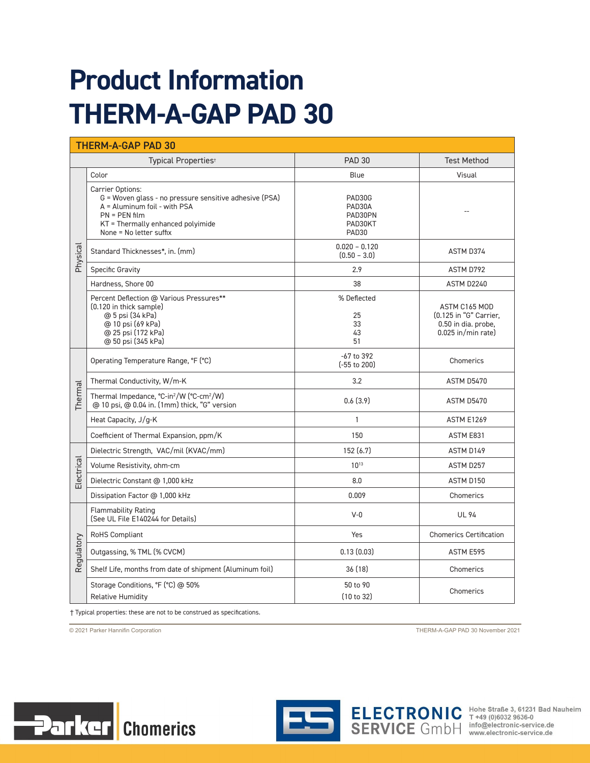# Product Information
# THERM-A-GAP PAD 30

| THERM-A-GAP PAD 30 | | | |
|---|---|---|---|
| | Typical Properties† | PAD 30 | Test Method |
| Physical | Color | Blue | Visual |
| | Carrier Options:<br>G = Woven glass - no pressure sensitive adhesive (PSA)<br>A = Aluminum foil - with PSA<br>PN = PEN film<br>KT = Thermally enhanced polyimide<br>None = No letter suffix | PAD30G<br>PAD30A<br>PAD30PN<br>PAD30KT<br>PAD30 | -- |
| | Standard Thicknesses*, in. (mm) | 0.020 – 0.120<br>(0.50 – 3.0) | ASTM D374 |
| | Specific Gravity | 2.9 | ASTM D792 |
| | Hardness, Shore 00 | 38 | ASTM D2240 |
| | Percent Deflection @ Various Pressures**<br>(0.120 in thick sample)<br>@ 5 psi (34 kPa)<br>@ 10 psi (69 kPa)<br>@ 25 psi (172 kPa)<br>@ 50 psi (345 kPa) | % Deflected<br><br>25<br>33<br>43<br>51 | ASTM C165 MOD<br>(0.125 in "G" Carrier,<br>0.50 in dia. probe,<br>0.025 in/min rate) |
| Thermal | Operating Temperature Range, °F (°C) | -67 to 392<br>(-55 to 200) | Chomerics |
| | Thermal Conductivity, W/m-K | 3.2 | ASTM D5470 |
| | Thermal Impedance, °C-in²/W (°C-cm²/W)<br>@ 10 psi, @ 0.04 in. (1mm) thick, "G" version | 0.6 (3.9) | ASTM D5470 |
| | Heat Capacity, J/g-K | 1 | ASTM E1269 |
| | Coefficient of Thermal Expansion, ppm/K | 150 | ASTM E831 |
| Electrical | Dielectric Strength, VAC/mil (KVAC/mm) | 152 (6.7) | ASTM D149 |
| | Volume Resistivity, ohm-cm | $10^{13}$ | ASTM D257 |
| | Dielectric Constant @ 1,000 kHz | 8.0 | ASTM D150 |
| | Dissipation Factor @ 1,000 kHz | 0.009 | Chomerics |
| Regulatory | Flammability Rating<br>(See UL File E140244 for Details) | V-0 | UL 94 |
| | RoHS Compliant | Yes | Chomerics Certification |
| | Outgassing, % TML (% CVCM) | 0.13 (0.03) | ASTM E595 |
| | Shelf Life, months from date of shipment (Aluminum foil) | 36 (18) | Chomerics |
| | Storage Conditions, °F (°C) @ 50%<br>Relative Humidity | 50 to 90<br>(10 to 32) | Chomerics |

† Typical properties: these are not to be construed as specifications.

© 2021 Parker Hannifin Corporation

THERM-A-GAP PAD 30 November 2021

Parker Chomerics

ELECTRONIC SERVICE GmbH
Hohe Straße 3, 61231 Bad Nauheim
T +49 (0)6032 9636-0
info@electronic-service.de
www.electronic-service.de